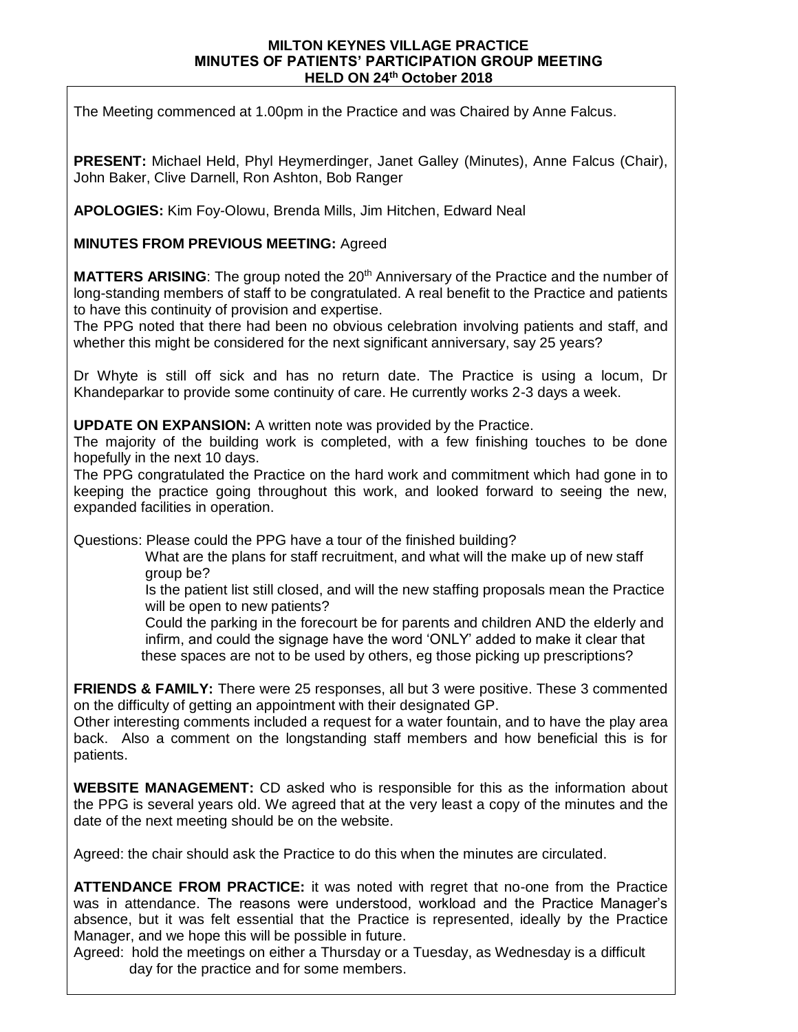# MILTON KEYNES VILLAGE PRACTICE
## MINUTES OF PATIENTS' PARTICIPATION GROUP MEETING
## HELD ON 24th October 2018

The Meeting commenced at 1.00pm in the Practice and was Chaired by Anne Falcus.

**PRESENT:** Michael Held, Phyl Heymerdinger, Janet Galley (Minutes), Anne Falcus (Chair), John Baker, Clive Darnell, Ron Ashton, Bob Ranger

**APOLOGIES:** Kim Foy-Olowu, Brenda Mills, Jim Hitchen, Edward Neal

**MINUTES FROM PREVIOUS MEETING:** Agreed

**MATTERS ARISING**: The group noted the 20th Anniversary of the Practice and the number of long-standing members of staff to be congratulated. A real benefit to the Practice and patients to have this continuity of provision and expertise.
The PPG noted that there had been no obvious celebration involving patients and staff, and whether this might be considered for the next significant anniversary, say 25 years?

Dr Whyte is still off sick and has no return date. The Practice is using a locum, Dr Khandeparkar to provide some continuity of care. He currently works 2-3 days a week.

**UPDATE ON EXPANSION:** A written note was provided by the Practice.
The majority of the building work is completed, with a few finishing touches to be done hopefully in the next 10 days.
The PPG congratulated the Practice on the hard work and commitment which had gone in to keeping the practice going throughout this work, and looked forward to seeing the new, expanded facilities in operation.

Questions: Please could the PPG have a tour of the finished building?
What are the plans for staff recruitment, and what will the make up of new staff group be?
Is the patient list still closed, and will the new staffing proposals mean the Practice will be open to new patients?
Could the parking in the forecourt be for parents and children AND the elderly and infirm, and could the signage have the word 'ONLY' added to make it clear that these spaces are not to be used by others, eg those picking up prescriptions?

**FRIENDS & FAMILY:** There were 25 responses, all but 3 were positive. These 3 commented on the difficulty of getting an appointment with their designated GP.
Other interesting comments included a request for a water fountain, and to have the play area back. Also a comment on the longstanding staff members and how beneficial this is for patients.

**WEBSITE MANAGEMENT:** CD asked who is responsible for this as the information about the PPG is several years old. We agreed that at the very least a copy of the minutes and the date of the next meeting should be on the website.

Agreed: the chair should ask the Practice to do this when the minutes are circulated.

**ATTENDANCE FROM PRACTICE:** it was noted with regret that no-one from the Practice was in attendance. The reasons were understood, workload and the Practice Manager's absence, but it was felt essential that the Practice is represented, ideally by the Practice Manager, and we hope this will be possible in future.
Agreed: hold the meetings on either a Thursday or a Tuesday, as Wednesday is a difficult day for the practice and for some members.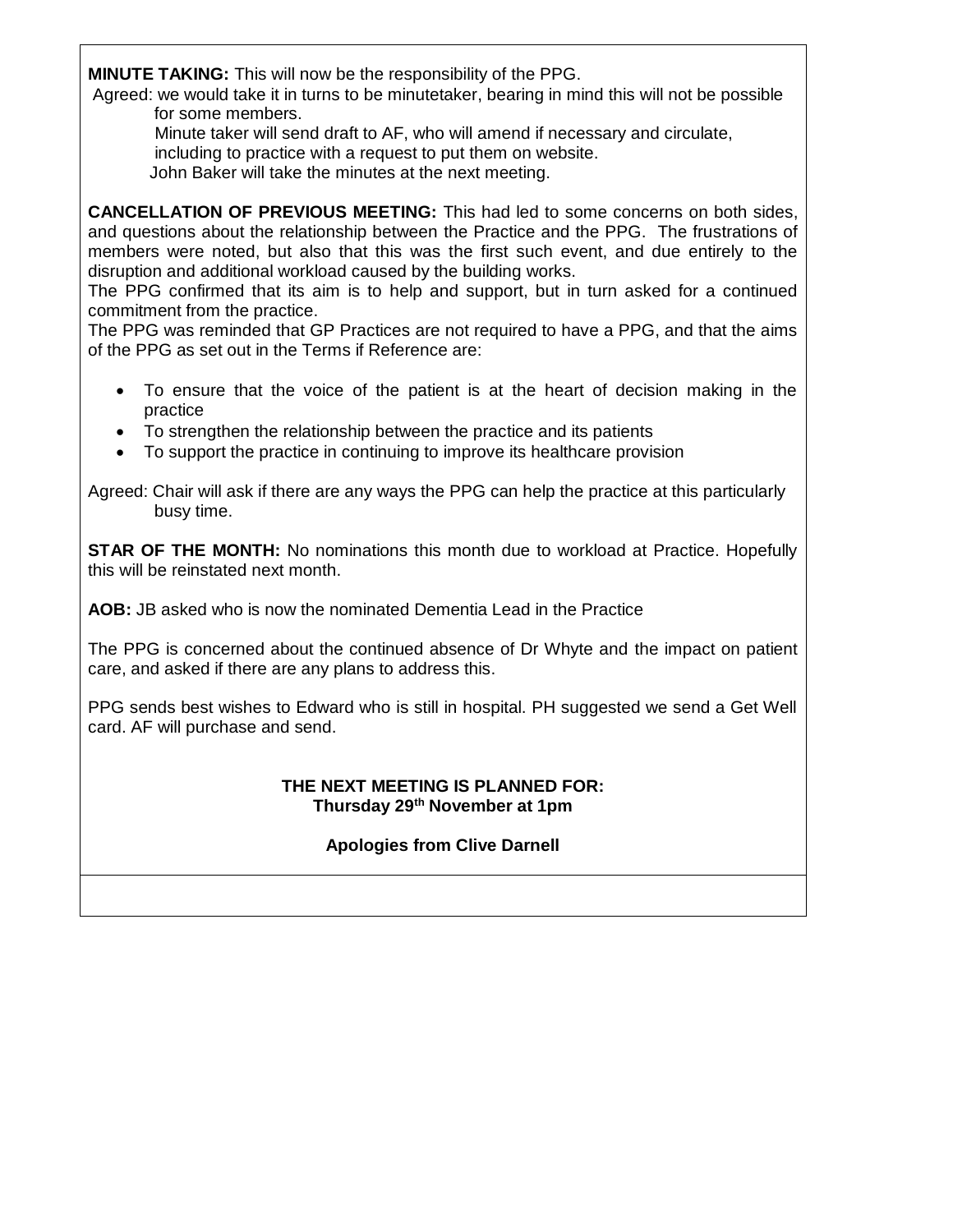**MINUTE TAKING:** This will now be the responsibility of the PPG.

Agreed: we would take it in turns to be minutetaker, bearing in mind this will not be possible for some members.

Minute taker will send draft to AF, who will amend if necessary and circulate, including to practice with a request to put them on website.

John Baker will take the minutes at the next meeting.

**CANCELLATION OF PREVIOUS MEETING:** This had led to some concerns on both sides, and questions about the relationship between the Practice and the PPG. The frustrations of members were noted, but also that this was the first such event, and due entirely to the disruption and additional workload caused by the building works.

The PPG confirmed that its aim is to help and support, but in turn asked for a continued commitment from the practice.

The PPG was reminded that GP Practices are not required to have a PPG, and that the aims of the PPG as set out in the Terms if Reference are:

- To ensure that the voice of the patient is at the heart of decision making in the practice
- To strengthen the relationship between the practice and its patients
- To support the practice in continuing to improve its healthcare provision

Agreed: Chair will ask if there are any ways the PPG can help the practice at this particularly busy time.

**STAR OF THE MONTH:** No nominations this month due to workload at Practice. Hopefully this will be reinstated next month.

**AOB:** JB asked who is now the nominated Dementia Lead in the Practice

The PPG is concerned about the continued absence of Dr Whyte and the impact on patient care, and asked if there are any plans to address this.

PPG sends best wishes to Edward who is still in hospital. PH suggested we send a Get Well card. AF will purchase and send.

**THE NEXT MEETING IS PLANNED FOR:**
**Thursday 29th November at 1pm**

**Apologies from Clive Darnell**